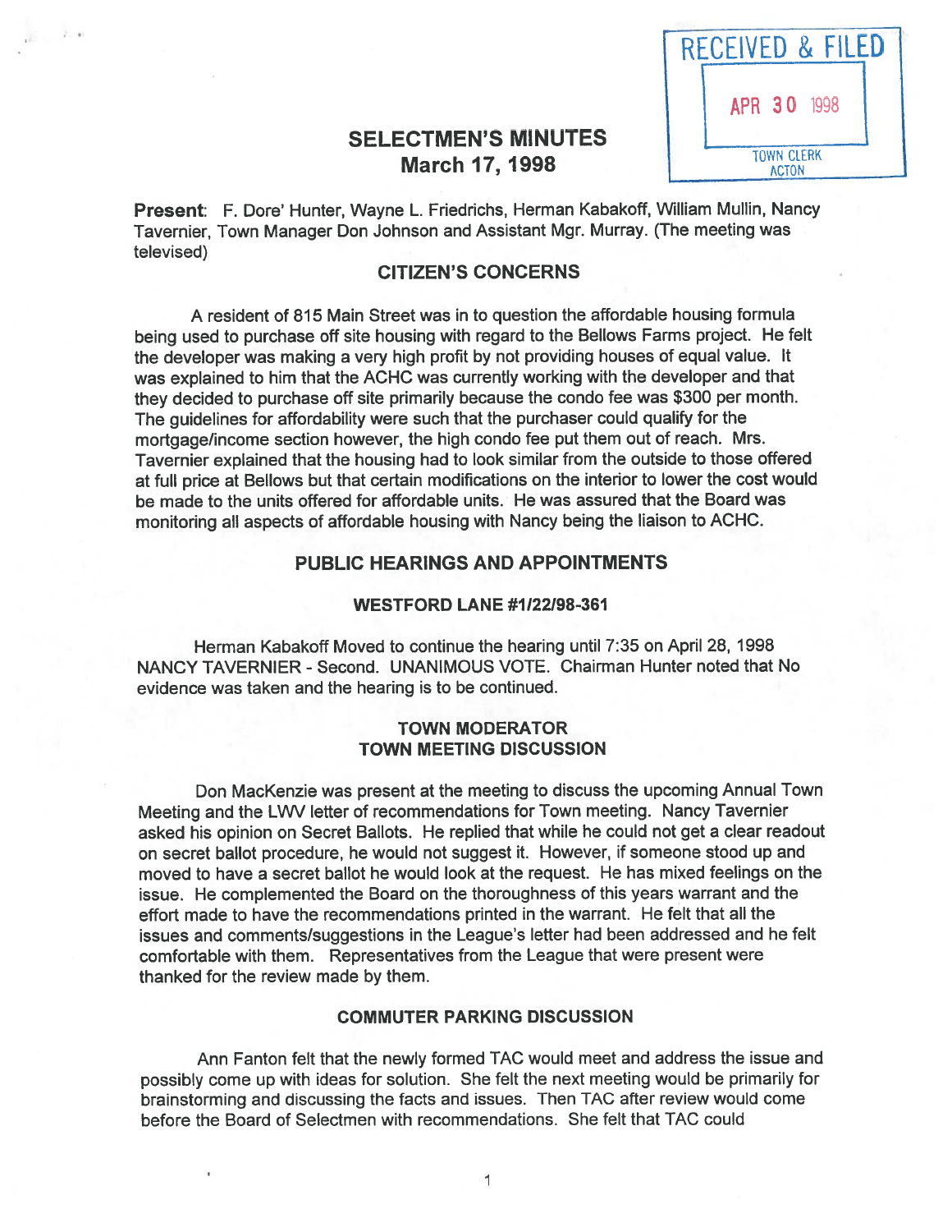RECEIVED & FILED

APR 30 1998

TOWN CLERK
ACTON

# SELECTMEN'S MINUTES
## March 17, 1998

**Present**: F. Dore' Hunter, Wayne L. Friedrichs, Herman Kabakoff, William Mullin, Nancy Tavernier, Town Manager Don Johnson and Assistant Mgr. Murray. (The meeting was televised)

## CITIZEN'S CONCERNS

A resident of 815 Main Street was in to question the affordable housing formula being used to purchase off site housing with regard to the Bellows Farms project. He felt the developer was making a very high profit by not providing houses of equal value. It was explained to him that the ACHC was currently working with the developer and that they decided to purchase off site primarily because the condo fee was $300 per month. The guidelines for affordability were such that the purchaser could qualify for the mortgage/income section however, the high condo fee put them out of reach. Mrs. Tavernier explained that the housing had to look similar from the outside to those offered at full price at Bellows but that certain modifications on the interior to lower the cost would be made to the units offered for affordable units. He was assured that the Board was monitoring all aspects of affordable housing with Nancy being the liaison to ACHC.

## PUBLIC HEARINGS AND APPOINTMENTS

### WESTFORD LANE #1/22/98-361

Herman Kabakoff Moved to continue the hearing until 7:35 on April 28, 1998 NANCY TAVERNIER - Second. UNANIMOUS VOTE. Chairman Hunter noted that No evidence was taken and the hearing is to be continued.

### TOWN MODERATOR
### TOWN MEETING DISCUSSION

Don MacKenzie was present at the meeting to discuss the upcoming Annual Town Meeting and the LWV letter of recommendations for Town meeting. Nancy Tavernier asked his opinion on Secret Ballots. He replied that while he could not get a clear readout on secret ballot procedure, he would not suggest it. However, if someone stood up and moved to have a secret ballot he would look at the request. He has mixed feelings on the issue. He complemented the Board on the thoroughness of this years warrant and the effort made to have the recommendations printed in the warrant. He felt that all the issues and comments/suggestions in the League's letter had been addressed and he felt comfortable with them. Representatives from the League that were present were thanked for the review made by them.

### COMMUTER PARKING DISCUSSION

Ann Fanton felt that the newly formed TAC would meet and address the issue and possibly come up with ideas for solution. She felt the next meeting would be primarily for brainstorming and discussing the facts and issues. Then TAC after review would come before the Board of Selectmen with recommendations. She felt that TAC could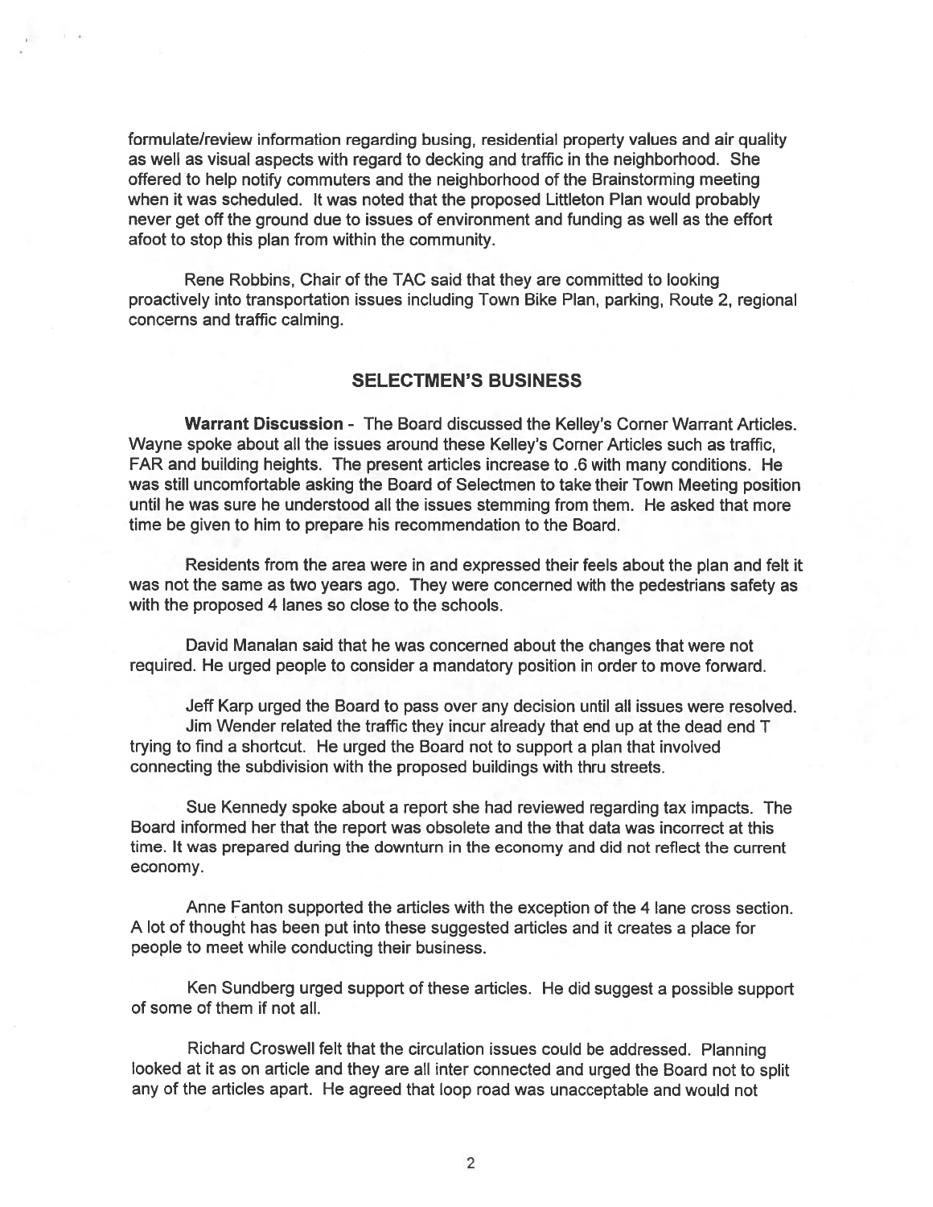formulate/review information regarding busing, residential property values and air quality as well as visual aspects with regard to decking and traffic in the neighborhood. She offered to help notify commuters and the neighborhood of the Brainstorming meeting when it was scheduled. It was noted that the proposed Littleton Plan would probably never get off the ground due to issues of environment and funding as well as the effort afoot to stop this plan from within the community.

Rene Robbins, Chair of the TAC said that they are committed to looking proactively into transportation issues including Town Bike Plan, parking, Route 2, regional concerns and traffic calming.

## SELECTMEN'S BUSINESS

**Warrant Discussion** - The Board discussed the Kelley's Corner Warrant Articles. Wayne spoke about all the issues around these Kelley's Corner Articles such as traffic, FAR and building heights. The present articles increase to .6 with many conditions. He was still uncomfortable asking the Board of Selectmen to take their Town Meeting position until he was sure he understood all the issues stemming from them. He asked that more time be given to him to prepare his recommendation to the Board.

Residents from the area were in and expressed their feels about the plan and felt it was not the same as two years ago. They were concerned with the pedestrians safety as with the proposed 4 lanes so close to the schools.

David Manalan said that he was concerned about the changes that were not required. He urged people to consider a mandatory position in order to move forward.

Jeff Karp urged the Board to pass over any decision until all issues were resolved.

Jim Wender related the traffic they incur already that end up at the dead end T trying to find a shortcut. He urged the Board not to support a plan that involved connecting the subdivision with the proposed buildings with thru streets.

Sue Kennedy spoke about a report she had reviewed regarding tax impacts. The Board informed her that the report was obsolete and the that data was incorrect at this time. It was prepared during the downturn in the economy and did not reflect the current economy.

Anne Fanton supported the articles with the exception of the 4 lane cross section. A lot of thought has been put into these suggested articles and it creates a place for people to meet while conducting their business.

Ken Sundberg urged support of these articles. He did suggest a possible support of some of them if not all.

Richard Croswell felt that the circulation issues could be addressed. Planning looked at it as on article and they are all inter connected and urged the Board not to split any of the articles apart. He agreed that loop road was unacceptable and would not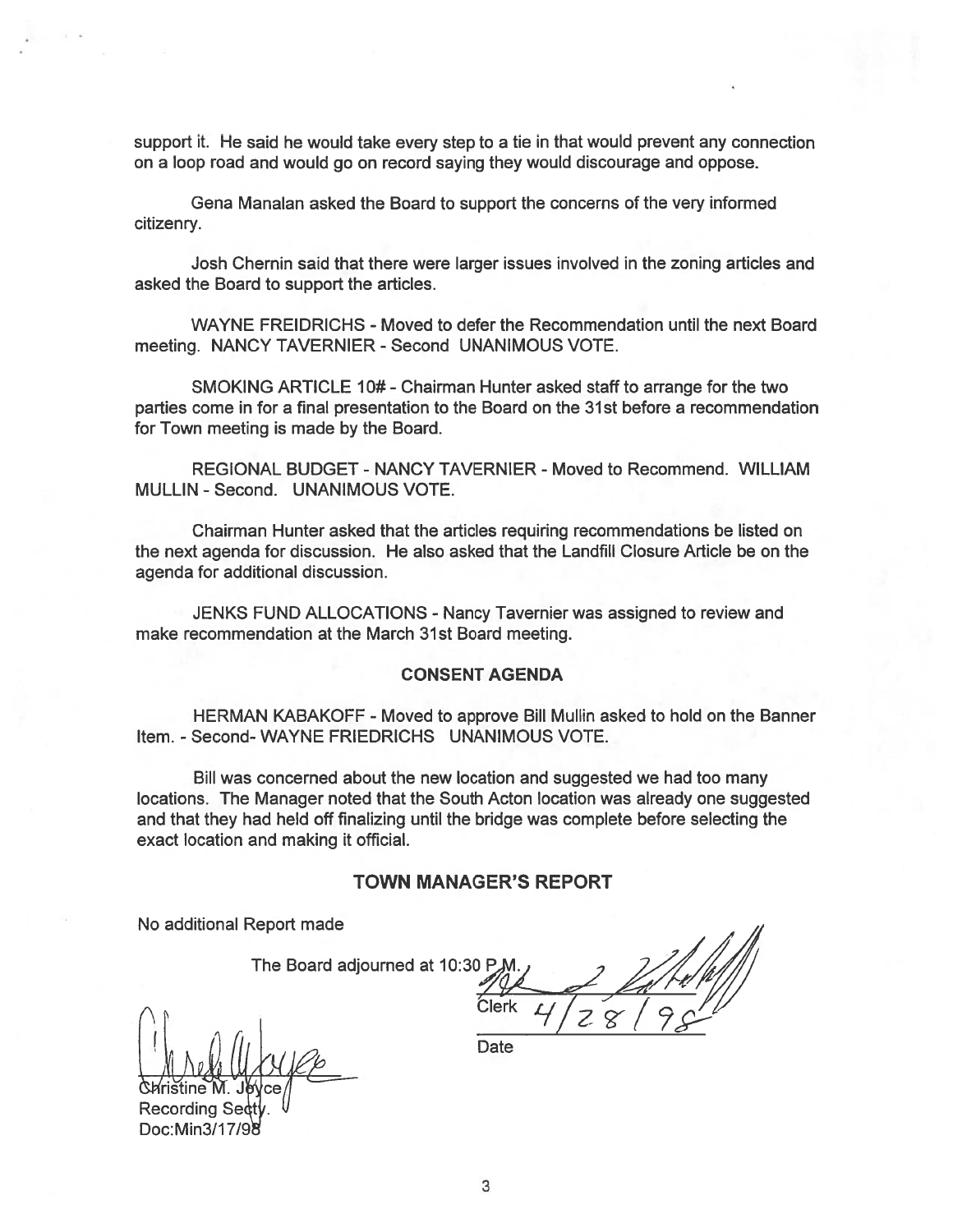support it. He said he would take every step to a tie in that would prevent any connection on a loop road and would go on record saying they would discourage and oppose.

Gena Manalan asked the Board to support the concerns of the very informed citizenry.

Josh Chernin said that there were larger issues involved in the zoning articles and asked the Board to support the articles.

WAYNE FREIDRICHS - Moved to defer the Recommendation until the next Board meeting. NANCY TAVERNIER - Second UNANIMOUS VOTE.

SMOKING ARTICLE 10# - Chairman Hunter asked staff to arrange for the two parties come in for a final presentation to the Board on the 31st before a recommendation for Town meeting is made by the Board.

REGIONAL BUDGET - NANCY TAVERNIER - Moved to Recommend. WILLIAM MULLIN - Second. UNANIMOUS VOTE.

Chairman Hunter asked that the articles requiring recommendations be listed on the next agenda for discussion. He also asked that the Landfill Closure Article be on the agenda for additional discussion.

JENKS FUND ALLOCATIONS - Nancy Tavernier was assigned to review and make recommendation at the March 31st Board meeting.

## CONSENT AGENDA

HERMAN KABAKOFF - Moved to approve Bill Mullin asked to hold on the Banner Item. - Second- WAYNE FRIEDRICHS UNANIMOUS VOTE.

Bill was concerned about the new location and suggested we had too many locations. The Manager noted that the South Acton location was already one suggested and that they had held off finalizing until the bridge was complete before selecting the exact location and making it official.

## TOWN MANAGER'S REPORT

No additional Report made

The Board adjourned at 10:30 P.M.

Clerk 4/28/98

Date

Christine M. Joyce
Recording Secty.
Doc:Min3/17/98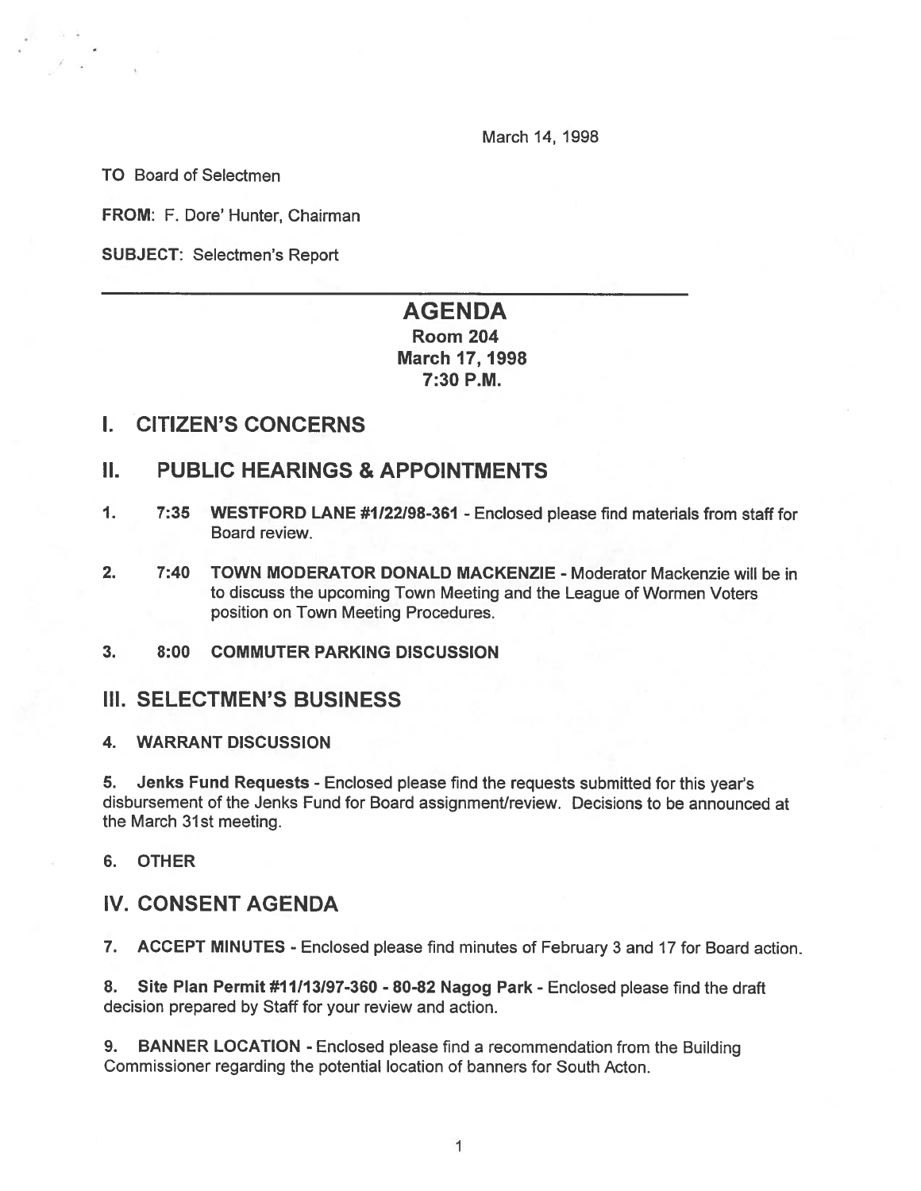March 14, 1998

**TO** Board of Selectmen

**FROM:** F. Dore' Hunter, Chairman

**SUBJECT:** Selectmen's Report

---

# AGENDA

### Room 204
### March 17, 1998
### 7:30 P.M.

## I. CITIZEN'S CONCERNS

## II. PUBLIC HEARINGS & APPOINTMENTS

1. **7:35 WESTFORD LANE #1/22/98-361** - Enclosed please find materials from staff for Board review.

2. **7:40 TOWN MODERATOR DONALD MACKENZIE** - Moderator Mackenzie will be in to discuss the upcoming Town Meeting and the League of Wormen Voters position on Town Meeting Procedures.

3. **8:00 COMMUTER PARKING DISCUSSION**

## III. SELECTMEN'S BUSINESS

4. **WARRANT DISCUSSION**

5. **Jenks Fund Requests** - Enclosed please find the requests submitted for this year's disbursement of the Jenks Fund for Board assignment/review. Decisions to be announced at the March 31st meeting.

6. **OTHER**

## IV. CONSENT AGENDA

7. **ACCEPT MINUTES** - Enclosed please find minutes of February 3 and 17 for Board action.

8. **Site Plan Permit #11/13/97-360 - 80-82 Nagog Park** - Enclosed please find the draft decision prepared by Staff for your review and action.

9. **BANNER LOCATION** - Enclosed please find a recommendation from the Building Commissioner regarding the potential location of banners for South Acton.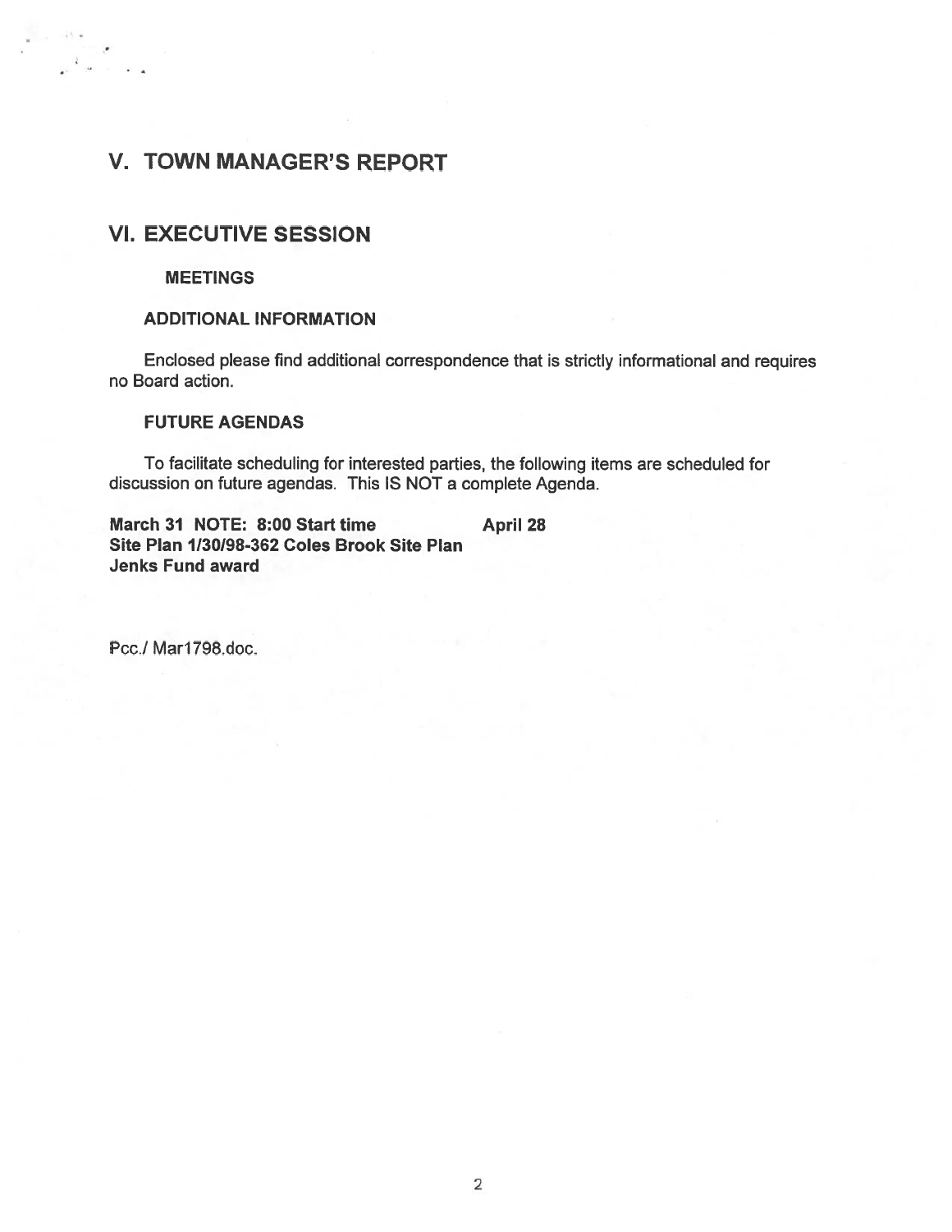## V. TOWN MANAGER'S REPORT

## VI. EXECUTIVE SESSION

### MEETINGS

### ADDITIONAL INFORMATION

Enclosed please find additional correspondence that is strictly informational and requires no Board action.

### FUTURE AGENDAS

To facilitate scheduling for interested parties, the following items are scheduled for discussion on future agendas. This IS NOT a complete Agenda.

| March 31 NOTE: 8:00 Start time | April 28 |
|---|---|
| Site Plan 1/30/98-362 Coles Brook Site Plan | |
| Jenks Fund award | |

Pcc./ Mar1798.doc.